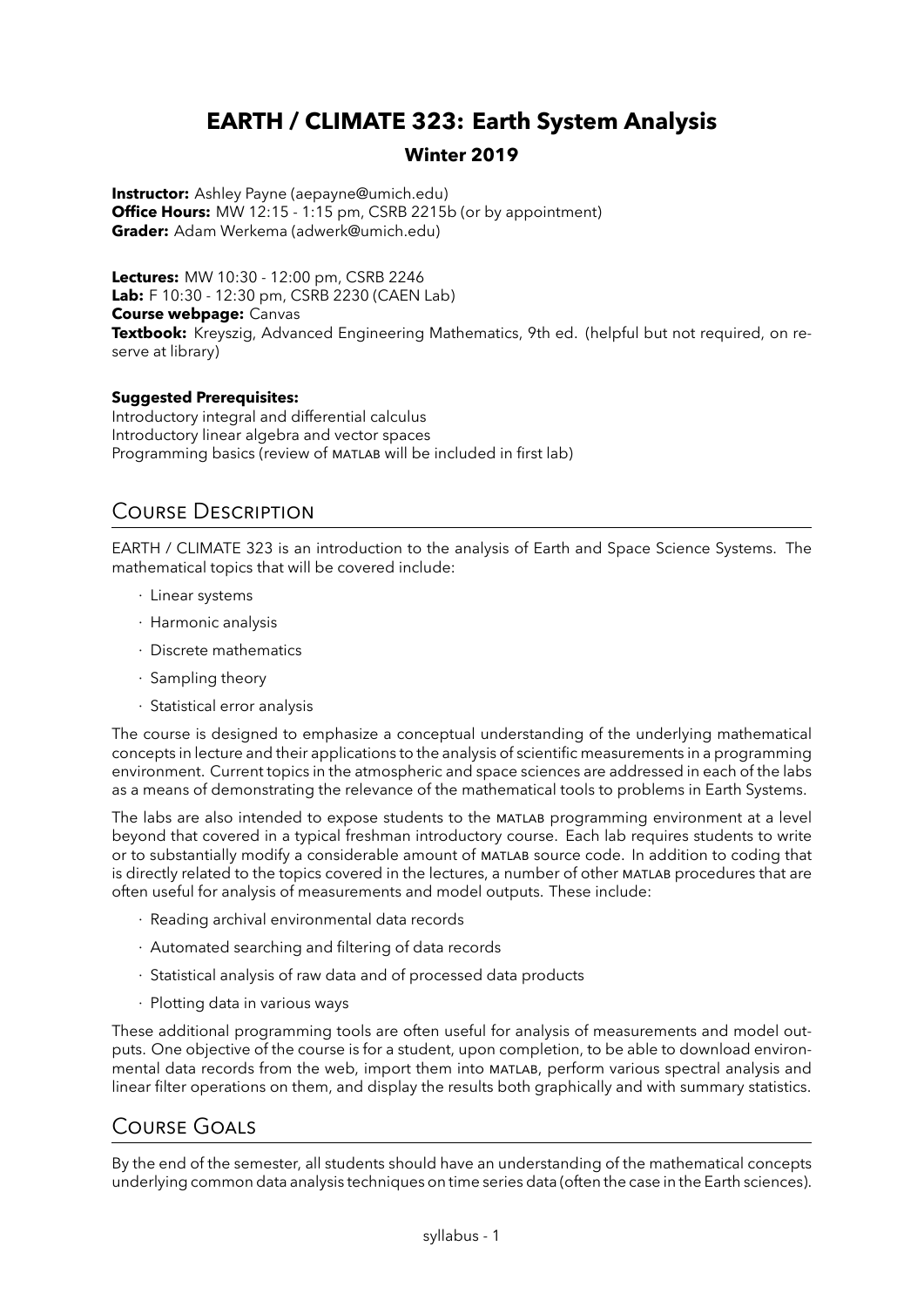# EARTH / CLIMATE 323: Earth System Analysis

### Winter 2019

**Instructor:** Ashley Payne (aepayne@umich.edu)
**Office Hours:** MW 12:15 - 1:15 pm, CSRB 2215b (or by appointment)
**Grader:** Adam Werkema (adwerk@umich.edu)

**Lectures:** MW 10:30 - 12:00 pm, CSRB 2246
**Lab:** F 10:30 - 12:30 pm, CSRB 2230 (CAEN Lab)
**Course webpage:** Canvas
**Textbook:** Kreyszig, Advanced Engineering Mathematics, 9th ed. (helpful but not required, on reserve at library)

**Suggested Prerequisites:**
Introductory integral and differential calculus
Introductory linear algebra and vector spaces
Programming basics (review of MATLAB will be included in first lab)

## Course Description

EARTH / CLIMATE 323 is an introduction to the analysis of Earth and Space Science Systems. The mathematical topics that will be covered include:

- Linear systems
- Harmonic analysis
- Discrete mathematics
- Sampling theory
- Statistical error analysis

The course is designed to emphasize a conceptual understanding of the underlying mathematical concepts in lecture and their applications to the analysis of scientific measurements in a programming environment. Current topics in the atmospheric and space sciences are addressed in each of the labs as a means of demonstrating the relevance of the mathematical tools to problems in Earth Systems.

The labs are also intended to expose students to the MATLAB programming environment at a level beyond that covered in a typical freshman introductory course. Each lab requires students to write or to substantially modify a considerable amount of MATLAB source code. In addition to coding that is directly related to the topics covered in the lectures, a number of other MATLAB procedures that are often useful for analysis of measurements and model outputs. These include:

- Reading archival environmental data records
- Automated searching and filtering of data records
- Statistical analysis of raw data and of processed data products
- Plotting data in various ways

These additional programming tools are often useful for analysis of measurements and model outputs. One objective of the course is for a student, upon completion, to be able to download environmental data records from the web, import them into MATLAB, perform various spectral analysis and linear filter operations on them, and display the results both graphically and with summary statistics.

## Course Goals

By the end of the semester, all students should have an understanding of the mathematical concepts underlying common data analysis techniques on time series data (often the case in the Earth sciences).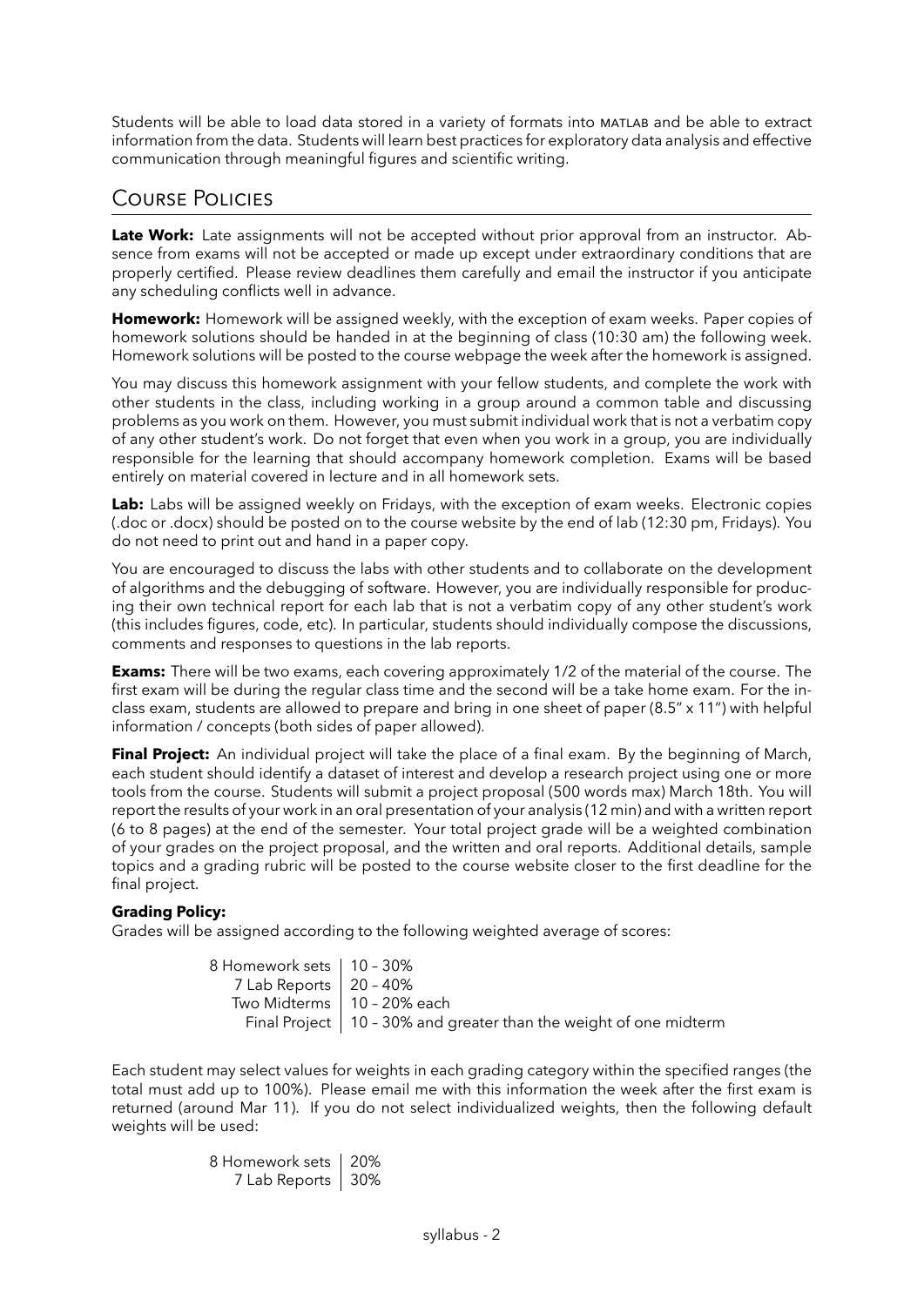Students will be able to load data stored in a variety of formats into MATLAB and be able to extract information from the data. Students will learn best practices for exploratory data analysis and effective communication through meaningful figures and scientific writing.

## Course Policies

**Late Work:** Late assignments will not be accepted without prior approval from an instructor. Absence from exams will not be accepted or made up except under extraordinary conditions that are properly certified. Please review deadlines them carefully and email the instructor if you anticipate any scheduling conflicts well in advance.

**Homework:** Homework will be assigned weekly, with the exception of exam weeks. Paper copies of homework solutions should be handed in at the beginning of class (10:30 am) the following week. Homework solutions will be posted to the course webpage the week after the homework is assigned.

You may discuss this homework assignment with your fellow students, and complete the work with other students in the class, including working in a group around a common table and discussing problems as you work on them. However, you must submit individual work that is not a verbatim copy of any other student's work. Do not forget that even when you work in a group, you are individually responsible for the learning that should accompany homework completion. Exams will be based entirely on material covered in lecture and in all homework sets.

**Lab:** Labs will be assigned weekly on Fridays, with the exception of exam weeks. Electronic copies (.doc or .docx) should be posted on to the course website by the end of lab (12:30 pm, Fridays). You do not need to print out and hand in a paper copy.

You are encouraged to discuss the labs with other students and to collaborate on the development of algorithms and the debugging of software. However, you are individually responsible for producing their own technical report for each lab that is not a verbatim copy of any other student's work (this includes figures, code, etc). In particular, students should individually compose the discussions, comments and responses to questions in the lab reports.

**Exams:** There will be two exams, each covering approximately 1/2 of the material of the course. The first exam will be during the regular class time and the second will be a take home exam. For the in-class exam, students are allowed to prepare and bring in one sheet of paper (8.5" x 11") with helpful information / concepts (both sides of paper allowed).

**Final Project:** An individual project will take the place of a final exam. By the beginning of March, each student should identify a dataset of interest and develop a research project using one or more tools from the course. Students will submit a project proposal (500 words max) March 18th. You will report the results of your work in an oral presentation of your analysis (12 min) and with a written report (6 to 8 pages) at the end of the semester. Your total project grade will be a weighted combination of your grades on the project proposal, and the written and oral reports. Additional details, sample topics and a grading rubric will be posted to the course website closer to the first deadline for the final project.

**Grading Policy:**

Grades will be assigned according to the following weighted average of scores:

| | |
|---|---|
| 8 Homework sets | 10 – 30% |
| 7 Lab Reports | 20 – 40% |
| Two Midterms | 10 – 20% each |
| Final Project | 10 – 30% and greater than the weight of one midterm |

Each student may select values for weights in each grading category within the specified ranges (the total must add up to 100%). Please email me with this information the week after the first exam is returned (around Mar 11). If you do not select individualized weights, then the following default weights will be used:

| | |
|---|---|
| 8 Homework sets | 20% |
| 7 Lab Reports | 30% |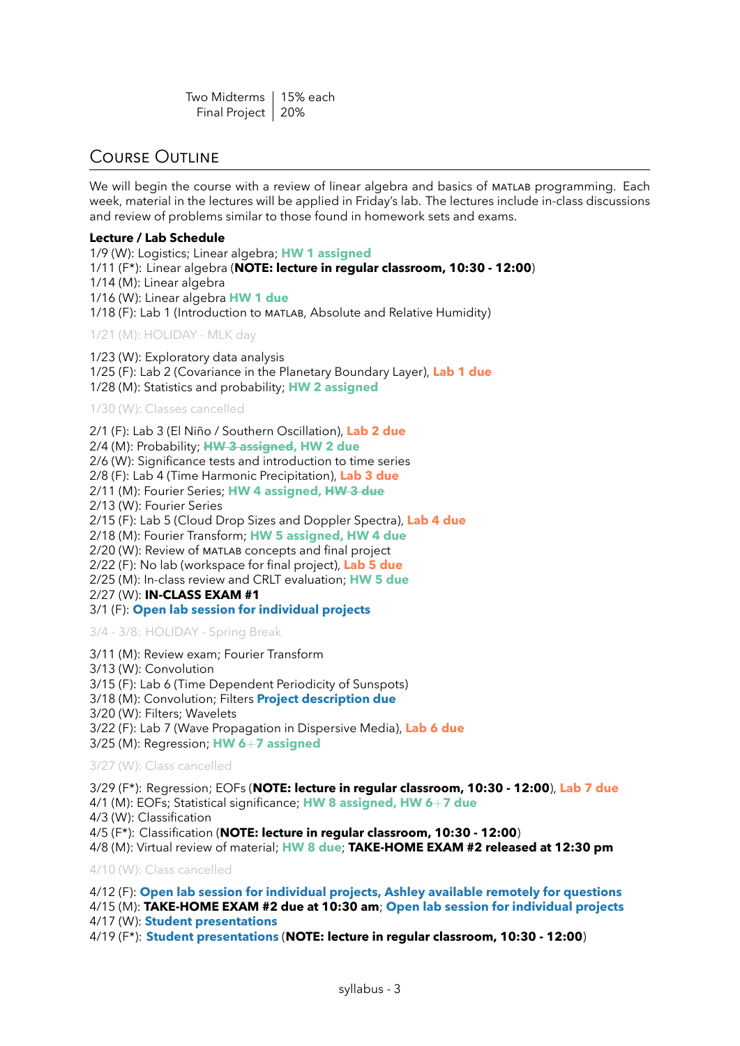| | |
|---|---|
| Two Midterms | 15% each |
| Final Project | 20% |

## Course Outline

We will begin the course with a review of linear algebra and basics of MATLAB programming. Each week, material in the lectures will be applied in Friday's lab. The lectures include in-class discussions and review of problems similar to those found in homework sets and exams.

**Lecture / Lab Schedule**

1/9 (W): Logistics; Linear algebra; **HW 1 assigned**
1/11 (F*): Linear algebra (**NOTE: lecture in regular classroom, 10:30 - 12:00**)
1/14 (M): Linear algebra
1/16 (W): Linear algebra **HW 1 due**
1/18 (F): Lab 1 (Introduction to MATLAB, Absolute and Relative Humidity)

1/21 (M): HOLIDAY - MLK day

1/23 (W): Exploratory data analysis
1/25 (F): Lab 2 (Covariance in the Planetary Boundary Layer), **Lab 1 due**
1/28 (M): Statistics and probability; **HW 2 assigned**

1/30 (W): Classes cancelled

2/1 (F): Lab 3 (El Niño / Southern Oscillation), **Lab 2 due**
2/4 (M): Probability; **~~HW 3 assigned~~, HW 2 due**
2/6 (W): Significance tests and introduction to time series
2/8 (F): Lab 4 (Time Harmonic Precipitation), **Lab 3 due**
2/11 (M): Fourier Series; **HW 4 assigned, ~~HW 3 due~~**
2/13 (W): Fourier Series
2/15 (F): Lab 5 (Cloud Drop Sizes and Doppler Spectra), **Lab 4 due**
2/18 (M): Fourier Transform; **HW 5 assigned, HW 4 due**
2/20 (W): Review of MATLAB concepts and final project
2/22 (F): No lab (workspace for final project), **Lab 5 due**
2/25 (M): In-class review and CRLT evaluation; **HW 5 due**
2/27 (W): **IN-CLASS EXAM #1**
3/1 (F): **Open lab session for individual projects**

3/4 - 3/8: HOLIDAY - Spring Break

3/11 (M): Review exam; Fourier Transform
3/13 (W): Convolution
3/15 (F): Lab 6 (Time Dependent Periodicity of Sunspots)
3/18 (M): Convolution; Filters **Project description due**
3/20 (W): Filters; Wavelets
3/22 (F): Lab 7 (Wave Propagation in Dispersive Media), **Lab 6 due**
3/25 (M): Regression; **HW 6+7 assigned**

3/27 (W): Class cancelled

3/29 (F*): Regression; EOFs (**NOTE: lecture in regular classroom, 10:30 - 12:00**), **Lab 7 due**
4/1 (M): EOFs; Statistical significance; **HW 8 assigned, HW 6+7 due**
4/3 (W): Classification
4/5 (F*): Classification (**NOTE: lecture in regular classroom, 10:30 - 12:00**)
4/8 (M): Virtual review of material; **HW 8 due**; **TAKE-HOME EXAM #2 released at 12:30 pm**

4/10 (W): Class cancelled

4/12 (F): **Open lab session for individual projects, Ashley available remotely for questions**
4/15 (M): **TAKE-HOME EXAM #2 due at 10:30 am**; **Open lab session for individual projects**
4/17 (W): **Student presentations**
4/19 (F*): **Student presentations** (**NOTE: lecture in regular classroom, 10:30 - 12:00**)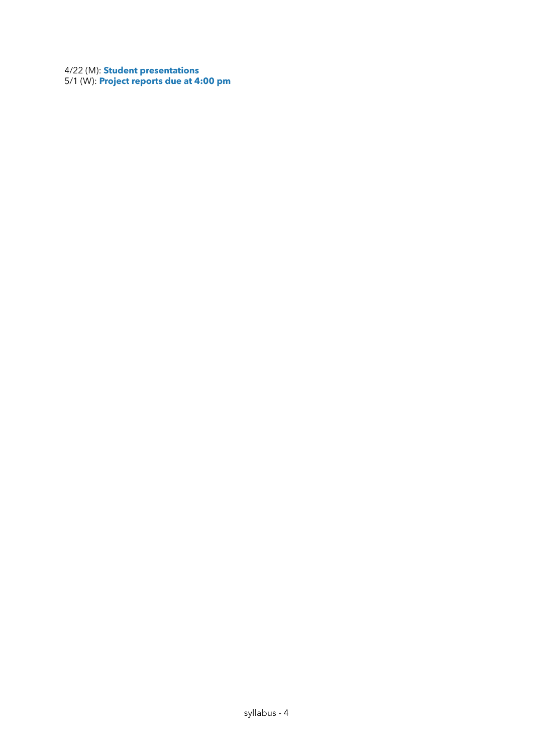4/22 (M): **Student presentations**
5/1 (W): **Project reports due at 4:00 pm**